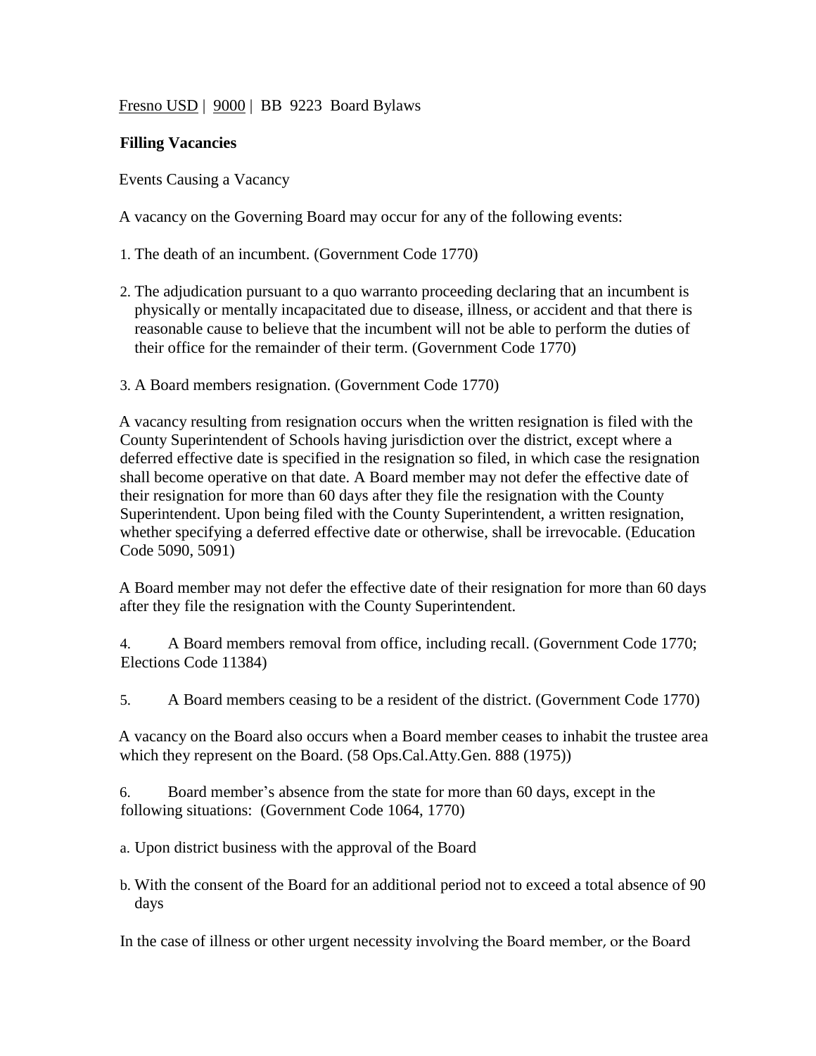Fresno USD | 9000 | BB 9223 Board Bylaws

**Filling Vacancies**

Events Causing a Vacancy

A vacancy on the Governing Board may occur for any of the following events:

1. The death of an incumbent. (Government Code 1770)

2. The adjudication pursuant to a quo warranto proceeding declaring that an incumbent is physically or mentally incapacitated due to disease, illness, or accident and that there is reasonable cause to believe that the incumbent will not be able to perform the duties of their office for the remainder of their term. (Government Code 1770)

3. A Board members resignation. (Government Code 1770)

A vacancy resulting from resignation occurs when the written resignation is filed with the County Superintendent of Schools having jurisdiction over the district, except where a deferred effective date is specified in the resignation so filed, in which case the resignation shall become operative on that date. A Board member may not defer the effective date of their resignation for more than 60 days after they file the resignation with the County Superintendent. Upon being filed with the County Superintendent, a written resignation, whether specifying a deferred effective date or otherwise, shall be irrevocable. (Education Code 5090, 5091)

A Board member may not defer the effective date of their resignation for more than 60 days after they file the resignation with the County Superintendent.

4. A Board members removal from office, including recall. (Government Code 1770; Elections Code 11384)

5. A Board members ceasing to be a resident of the district. (Government Code 1770)

A vacancy on the Board also occurs when a Board member ceases to inhabit the trustee area which they represent on the Board. (58 Ops.Cal.Atty.Gen. 888 (1975))

6. Board member's absence from the state for more than 60 days, except in the following situations: (Government Code 1064, 1770)

a. Upon district business with the approval of the Board

b. With the consent of the Board for an additional period not to exceed a total absence of 90 days

In the case of illness or other urgent necessity involving the Board member, or the Board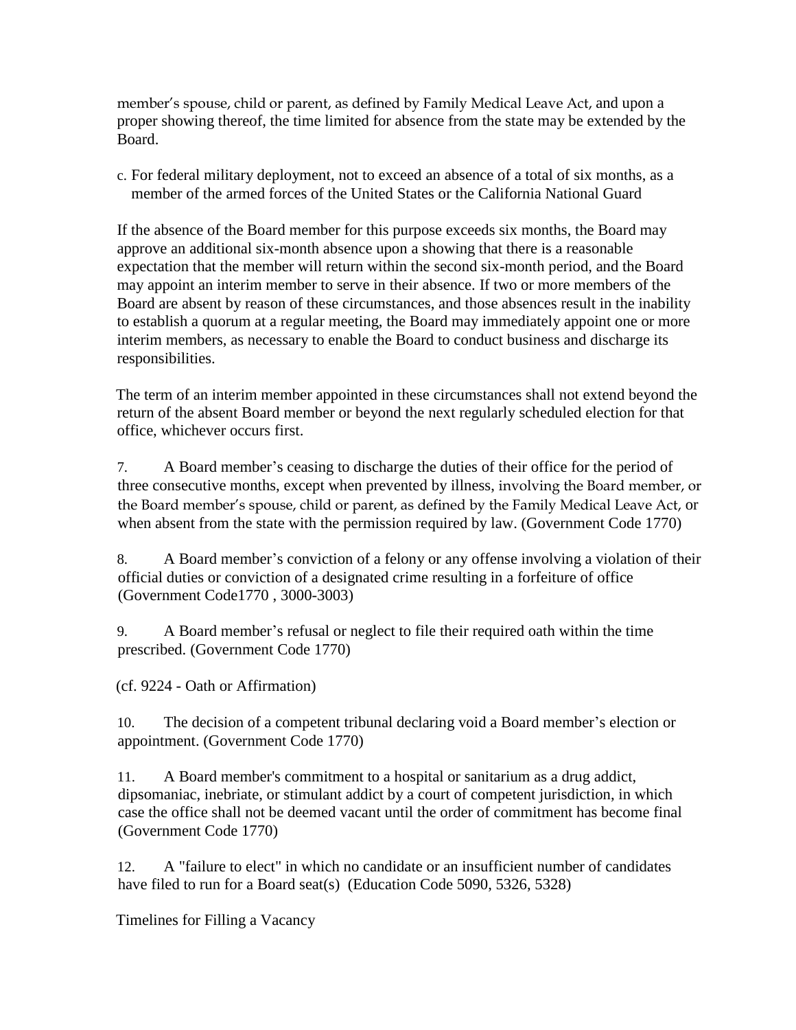member's spouse, child or parent, as defined by Family Medical Leave Act, and upon a proper showing thereof, the time limited for absence from the state may be extended by the Board.

c. For federal military deployment, not to exceed an absence of a total of six months, as a member of the armed forces of the United States or the California National Guard

If the absence of the Board member for this purpose exceeds six months, the Board may approve an additional six-month absence upon a showing that there is a reasonable expectation that the member will return within the second six-month period, and the Board may appoint an interim member to serve in their absence. If two or more members of the Board are absent by reason of these circumstances, and those absences result in the inability to establish a quorum at a regular meeting, the Board may immediately appoint one or more interim members, as necessary to enable the Board to conduct business and discharge its responsibilities.

The term of an interim member appointed in these circumstances shall not extend beyond the return of the absent Board member or beyond the next regularly scheduled election for that office, whichever occurs first.

7. A Board member's ceasing to discharge the duties of their office for the period of three consecutive months, except when prevented by illness, involving the Board member, or the Board member's spouse, child or parent, as defined by the Family Medical Leave Act, or when absent from the state with the permission required by law. (Government Code 1770)

8. A Board member's conviction of a felony or any offense involving a violation of their official duties or conviction of a designated crime resulting in a forfeiture of office (Government Code1770 , 3000-3003)

9. A Board member's refusal or neglect to file their required oath within the time prescribed. (Government Code 1770)

(cf. 9224 - Oath or Affirmation)

10. The decision of a competent tribunal declaring void a Board member's election or appointment. (Government Code 1770)

11. A Board member's commitment to a hospital or sanitarium as a drug addict, dipsomaniac, inebriate, or stimulant addict by a court of competent jurisdiction, in which case the office shall not be deemed vacant until the order of commitment has become final (Government Code 1770)

12. A "failure to elect" in which no candidate or an insufficient number of candidates have filed to run for a Board seat(s) (Education Code 5090, 5326, 5328)

Timelines for Filling a Vacancy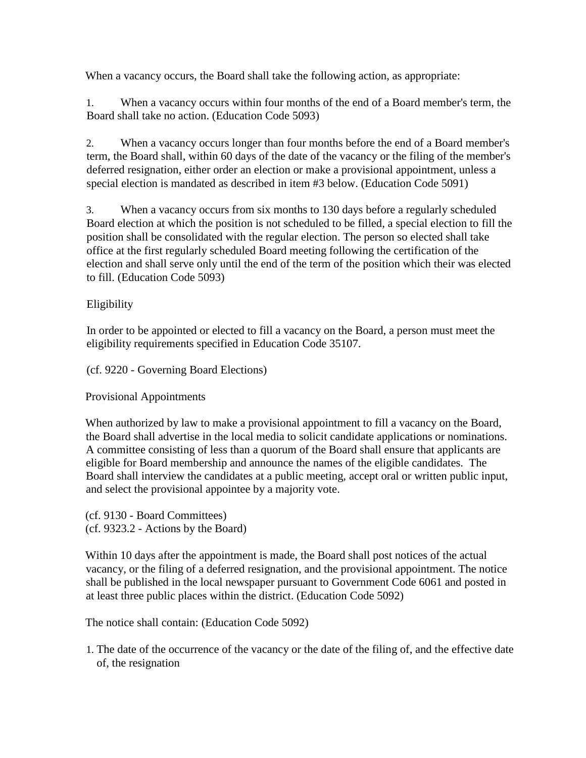When a vacancy occurs, the Board shall take the following action, as appropriate:

1. When a vacancy occurs within four months of the end of a Board member's term, the Board shall take no action. (Education Code 5093)

2. When a vacancy occurs longer than four months before the end of a Board member's term, the Board shall, within 60 days of the date of the vacancy or the filing of the member's deferred resignation, either order an election or make a provisional appointment, unless a special election is mandated as described in item #3 below. (Education Code 5091)

3. When a vacancy occurs from six months to 130 days before a regularly scheduled Board election at which the position is not scheduled to be filled, a special election to fill the position shall be consolidated with the regular election. The person so elected shall take office at the first regularly scheduled Board meeting following the certification of the election and shall serve only until the end of the term of the position which their was elected to fill. (Education Code 5093)

Eligibility

In order to be appointed or elected to fill a vacancy on the Board, a person must meet the eligibility requirements specified in Education Code 35107.

(cf. 9220 - Governing Board Elections)

Provisional Appointments

When authorized by law to make a provisional appointment to fill a vacancy on the Board, the Board shall advertise in the local media to solicit candidate applications or nominations. A committee consisting of less than a quorum of the Board shall ensure that applicants are eligible for Board membership and announce the names of the eligible candidates. The Board shall interview the candidates at a public meeting, accept oral or written public input, and select the provisional appointee by a majority vote.

(cf. 9130 - Board Committees)
(cf. 9323.2 - Actions by the Board)

Within 10 days after the appointment is made, the Board shall post notices of the actual vacancy, or the filing of a deferred resignation, and the provisional appointment. The notice shall be published in the local newspaper pursuant to Government Code 6061 and posted in at least three public places within the district. (Education Code 5092)

The notice shall contain: (Education Code 5092)

1. The date of the occurrence of the vacancy or the date of the filing of, and the effective date of, the resignation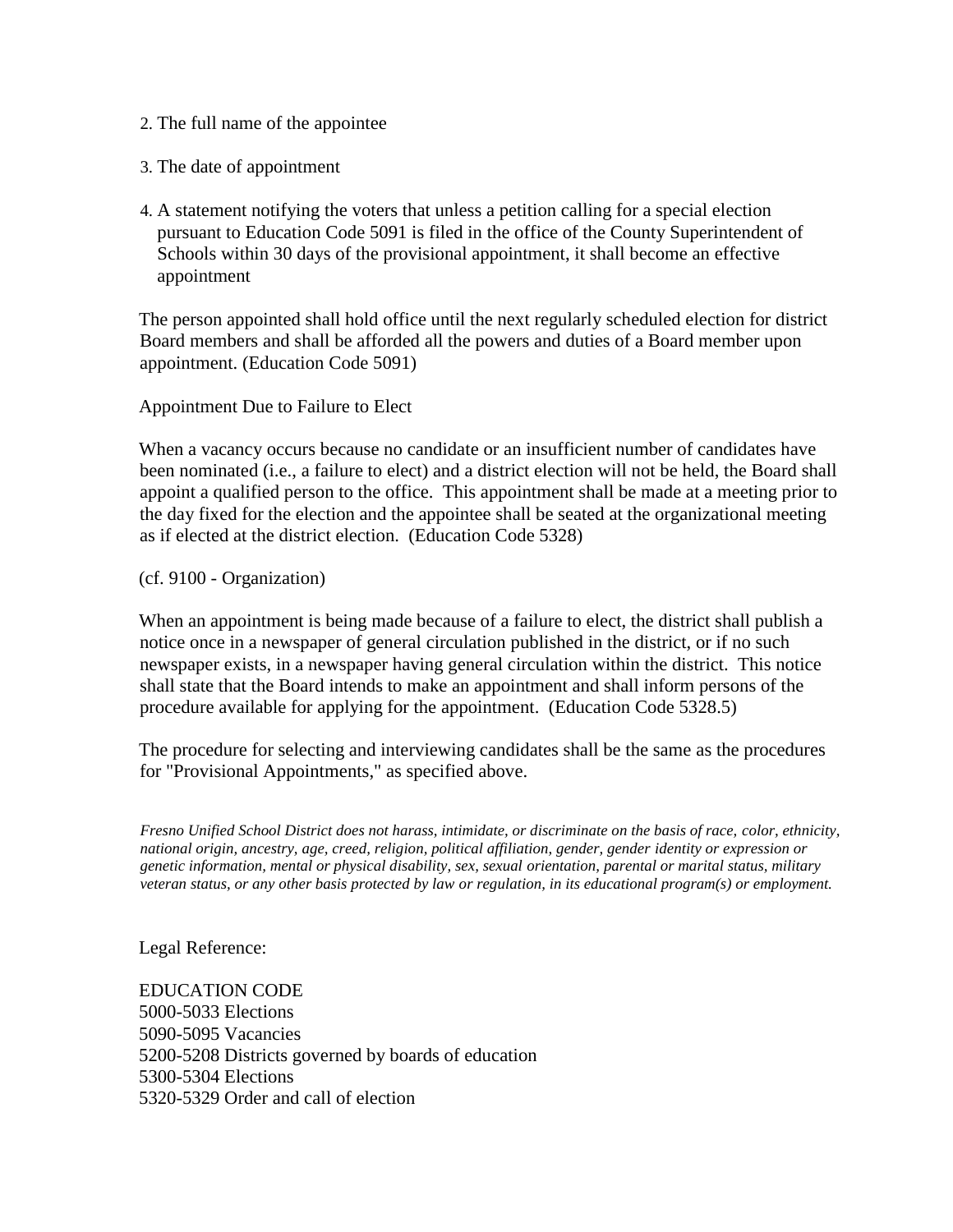2. The full name of the appointee

3. The date of appointment

4. A statement notifying the voters that unless a petition calling for a special election pursuant to Education Code 5091 is filed in the office of the County Superintendent of Schools within 30 days of the provisional appointment, it shall become an effective appointment

The person appointed shall hold office until the next regularly scheduled election for district Board members and shall be afforded all the powers and duties of a Board member upon appointment. (Education Code 5091)

Appointment Due to Failure to Elect

When a vacancy occurs because no candidate or an insufficient number of candidates have been nominated (i.e., a failure to elect) and a district election will not be held, the Board shall appoint a qualified person to the office. This appointment shall be made at a meeting prior to the day fixed for the election and the appointee shall be seated at the organizational meeting as if elected at the district election. (Education Code 5328)

(cf. 9100 - Organization)

When an appointment is being made because of a failure to elect, the district shall publish a notice once in a newspaper of general circulation published in the district, or if no such newspaper exists, in a newspaper having general circulation within the district. This notice shall state that the Board intends to make an appointment and shall inform persons of the procedure available for applying for the appointment. (Education Code 5328.5)

The procedure for selecting and interviewing candidates shall be the same as the procedures for "Provisional Appointments," as specified above.

*Fresno Unified School District does not harass, intimidate, or discriminate on the basis of race, color, ethnicity, national origin, ancestry, age, creed, religion, political affiliation, gender, gender identity or expression or genetic information, mental or physical disability, sex, sexual orientation, parental or marital status, military veteran status, or any other basis protected by law or regulation, in its educational program(s) or employment.*

Legal Reference:

EDUCATION CODE
5000-5033 Elections
5090-5095 Vacancies
5200-5208 Districts governed by boards of education
5300-5304 Elections
5320-5329 Order and call of election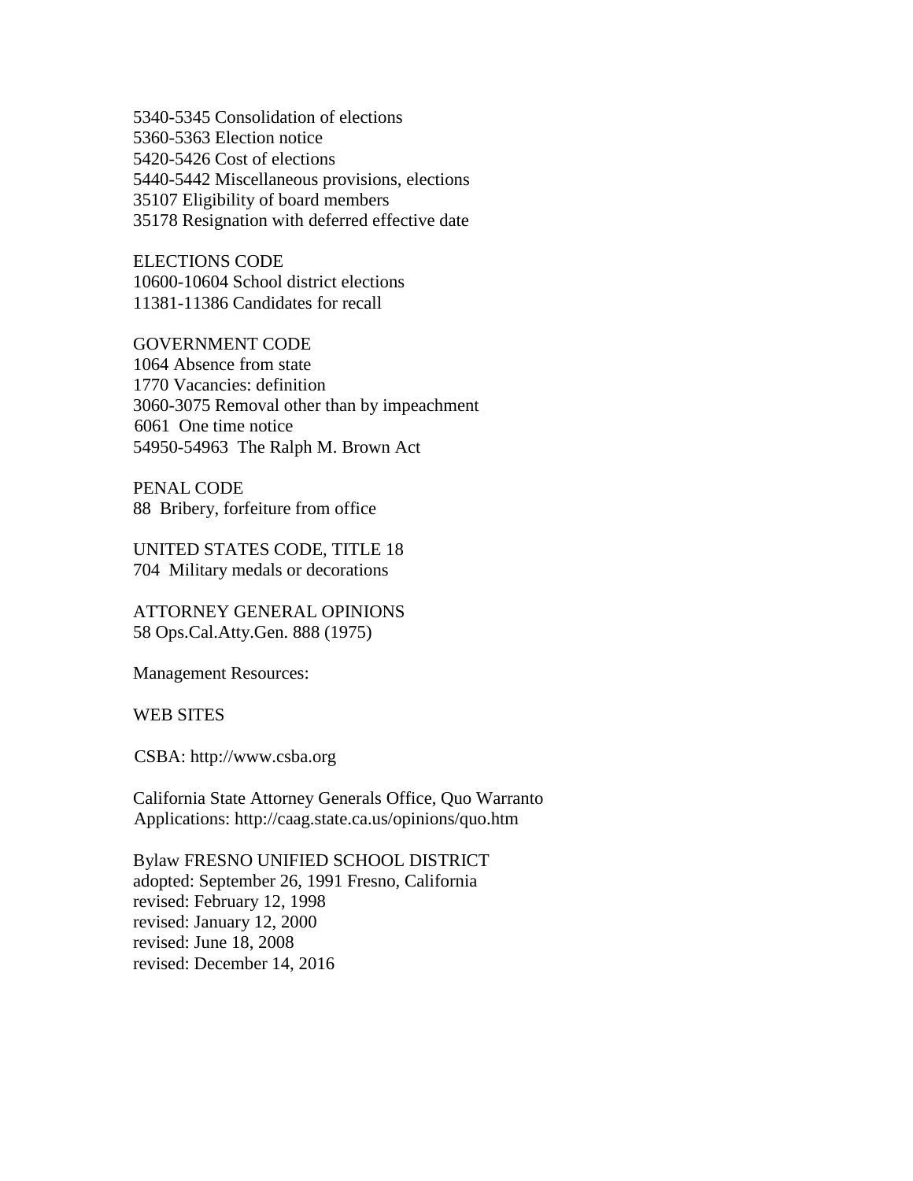5340-5345 Consolidation of elections
5360-5363 Election notice
5420-5426 Cost of elections
5440-5442 Miscellaneous provisions, elections
35107 Eligibility of board members
35178 Resignation with deferred effective date

ELECTIONS CODE
10600-10604 School district elections
11381-11386 Candidates for recall

GOVERNMENT CODE
1064 Absence from state
1770 Vacancies: definition
3060-3075 Removal other than by impeachment
6061 One time notice
54950-54963 The Ralph M. Brown Act

PENAL CODE
88 Bribery, forfeiture from office

UNITED STATES CODE, TITLE 18
704 Military medals or decorations

ATTORNEY GENERAL OPINIONS
58 Ops.Cal.Atty.Gen. 888 (1975)

Management Resources:

WEB SITES

CSBA: http://www.csba.org

California State Attorney Generals Office, Quo Warranto Applications: http://caag.state.ca.us/opinions/quo.htm

Bylaw FRESNO UNIFIED SCHOOL DISTRICT
adopted: September 26, 1991 Fresno, California
revised: February 12, 1998
revised: January 12, 2000
revised: June 18, 2008
revised: December 14, 2016